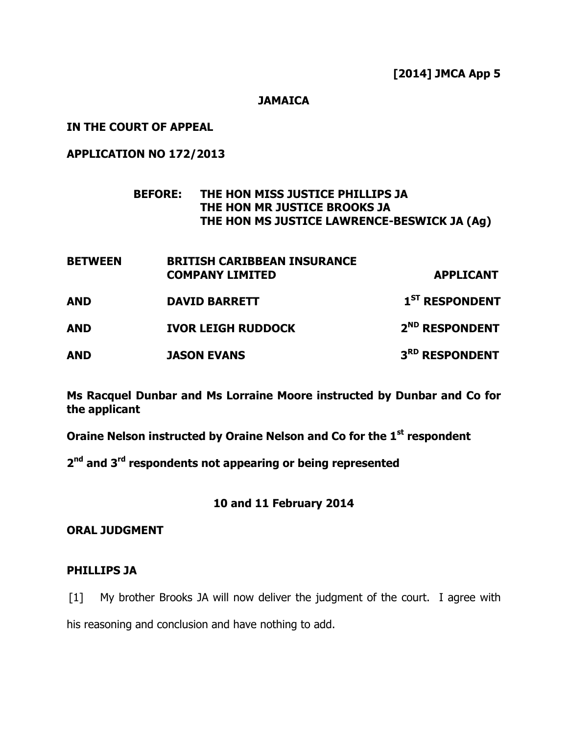**[2014] JMCA App 5**

**JAMAICA**

**IN THE COURT OF APPEAL**

**APPLICATION NO 172/2013**

**BEFORE: THE HON MISS JUSTICE PHILLIPS JA**
**THE HON MR JUSTICE BROOKS JA**
**THE HON MS JUSTICE LAWRENCE-BESWICK JA (Ag)**

| | | |
|---|---|---|
| **BETWEEN** | **BRITISH CARIBBEAN INSURANCE COMPANY LIMITED** | **APPLICANT** |
| **AND** | **DAVID BARRETT** | **1ST RESPONDENT** |
| **AND** | **IVOR LEIGH RUDDOCK** | **2ND RESPONDENT** |
| **AND** | **JASON EVANS** | **3RD RESPONDENT** |

**Ms Racquel Dunbar and Ms Lorraine Moore instructed by Dunbar and Co for the applicant**

**Oraine Nelson instructed by Oraine Nelson and Co for the 1st respondent**

**2nd and 3rd respondents not appearing or being represented**

**10 and 11 February 2014**

**ORAL JUDGMENT**

**PHILLIPS JA**

[1] My brother Brooks JA will now deliver the judgment of the court. I agree with his reasoning and conclusion and have nothing to add.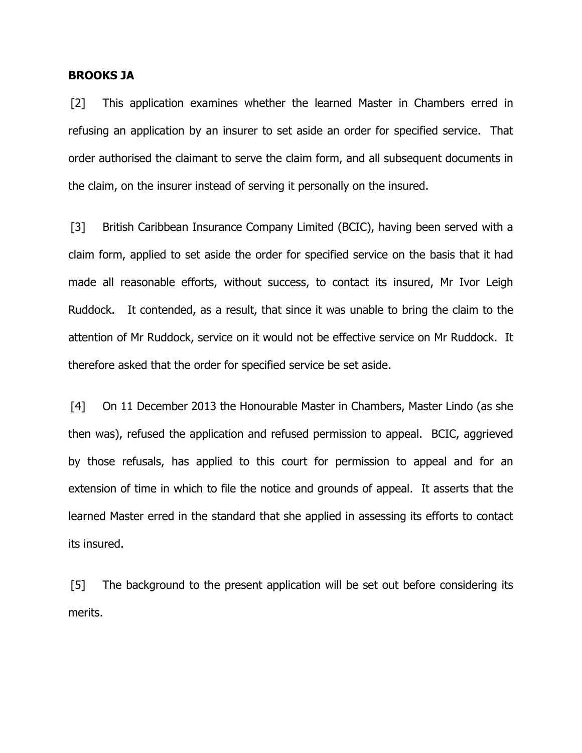**BROOKS JA**

[2] This application examines whether the learned Master in Chambers erred in refusing an application by an insurer to set aside an order for specified service. That order authorised the claimant to serve the claim form, and all subsequent documents in the claim, on the insurer instead of serving it personally on the insured.

[3] British Caribbean Insurance Company Limited (BCIC), having been served with a claim form, applied to set aside the order for specified service on the basis that it had made all reasonable efforts, without success, to contact its insured, Mr Ivor Leigh Ruddock. It contended, as a result, that since it was unable to bring the claim to the attention of Mr Ruddock, service on it would not be effective service on Mr Ruddock. It therefore asked that the order for specified service be set aside.

[4] On 11 December 2013 the Honourable Master in Chambers, Master Lindo (as she then was), refused the application and refused permission to appeal. BCIC, aggrieved by those refusals, has applied to this court for permission to appeal and for an extension of time in which to file the notice and grounds of appeal. It asserts that the learned Master erred in the standard that she applied in assessing its efforts to contact its insured.

[5] The background to the present application will be set out before considering its merits.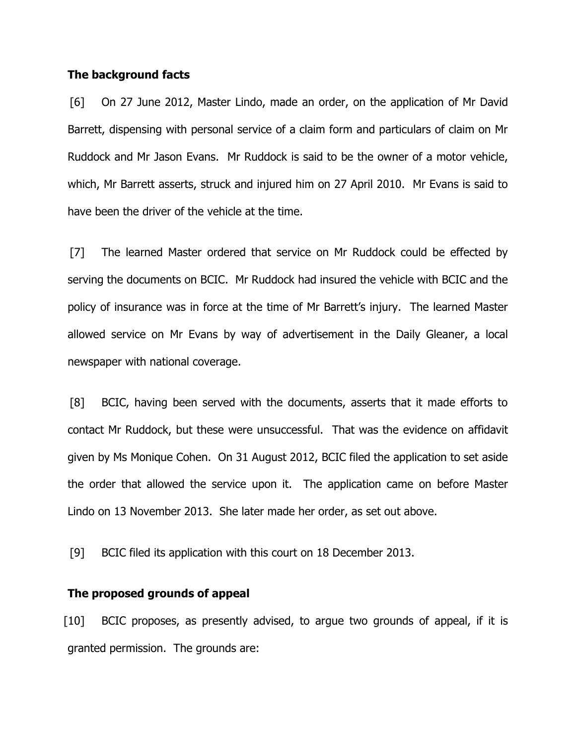## The background facts

[6] On 27 June 2012, Master Lindo, made an order, on the application of Mr David Barrett, dispensing with personal service of a claim form and particulars of claim on Mr Ruddock and Mr Jason Evans. Mr Ruddock is said to be the owner of a motor vehicle, which, Mr Barrett asserts, struck and injured him on 27 April 2010. Mr Evans is said to have been the driver of the vehicle at the time.

[7] The learned Master ordered that service on Mr Ruddock could be effected by serving the documents on BCIC. Mr Ruddock had insured the vehicle with BCIC and the policy of insurance was in force at the time of Mr Barrett's injury. The learned Master allowed service on Mr Evans by way of advertisement in the Daily Gleaner, a local newspaper with national coverage.

[8] BCIC, having been served with the documents, asserts that it made efforts to contact Mr Ruddock, but these were unsuccessful. That was the evidence on affidavit given by Ms Monique Cohen. On 31 August 2012, BCIC filed the application to set aside the order that allowed the service upon it. The application came on before Master Lindo on 13 November 2013. She later made her order, as set out above.

[9] BCIC filed its application with this court on 18 December 2013.

## The proposed grounds of appeal

[10] BCIC proposes, as presently advised, to argue two grounds of appeal, if it is granted permission. The grounds are: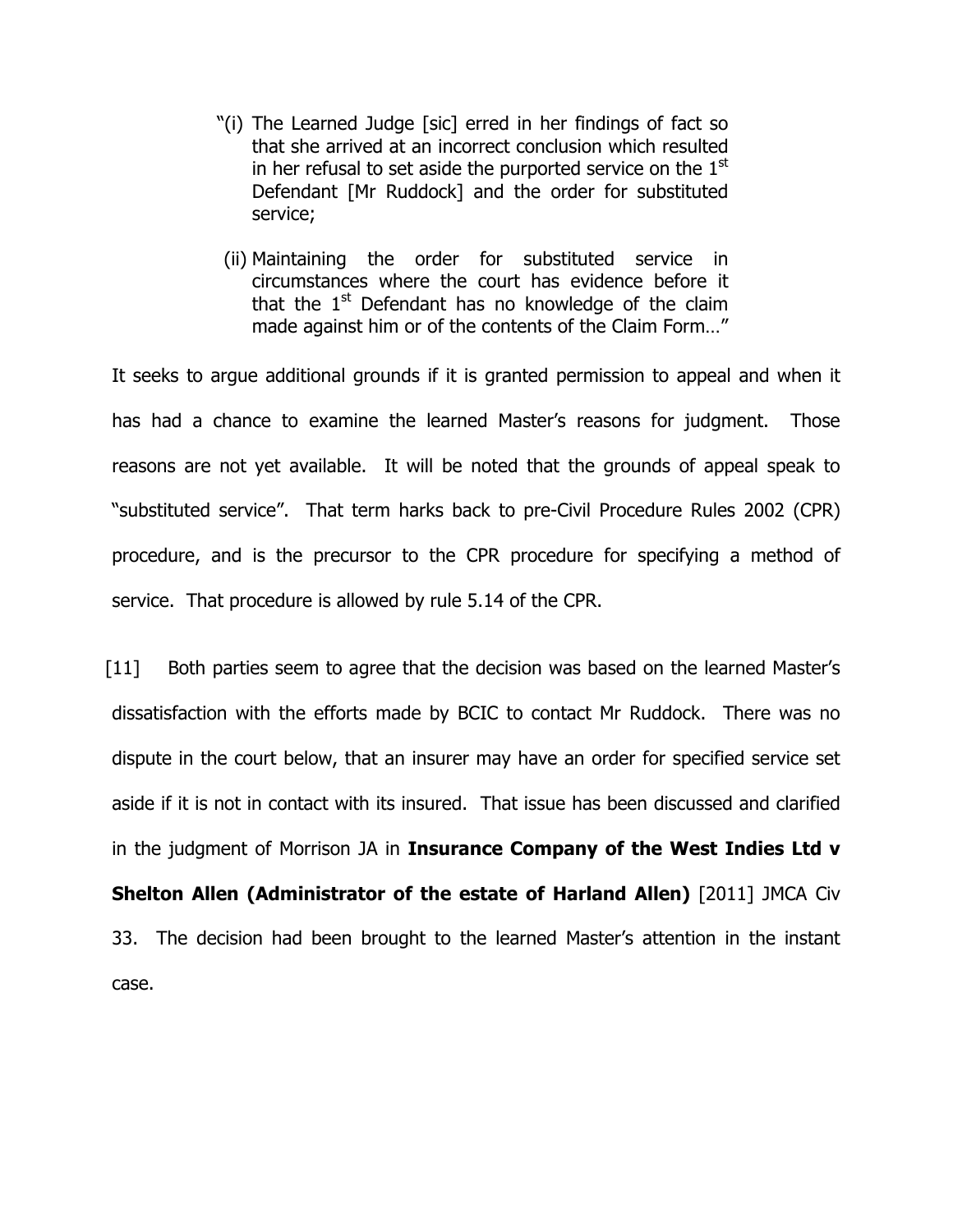> "(i) The Learned Judge [sic] erred in her findings of fact so that she arrived at an incorrect conclusion which resulted in her refusal to set aside the purported service on the 1st Defendant [Mr Ruddock] and the order for substituted service;
>
> (ii) Maintaining the order for substituted service in circumstances where the court has evidence before it that the 1st Defendant has no knowledge of the claim made against him or of the contents of the Claim Form…"

It seeks to argue additional grounds if it is granted permission to appeal and when it has had a chance to examine the learned Master's reasons for judgment. Those reasons are not yet available. It will be noted that the grounds of appeal speak to "substituted service". That term harks back to pre-Civil Procedure Rules 2002 (CPR) procedure, and is the precursor to the CPR procedure for specifying a method of service. That procedure is allowed by rule 5.14 of the CPR.

[11] Both parties seem to agree that the decision was based on the learned Master's dissatisfaction with the efforts made by BCIC to contact Mr Ruddock. There was no dispute in the court below, that an insurer may have an order for specified service set aside if it is not in contact with its insured. That issue has been discussed and clarified in the judgment of Morrison JA in **Insurance Company of the West Indies Ltd v Shelton Allen (Administrator of the estate of Harland Allen)** [2011] JMCA Civ 33. The decision had been brought to the learned Master's attention in the instant case.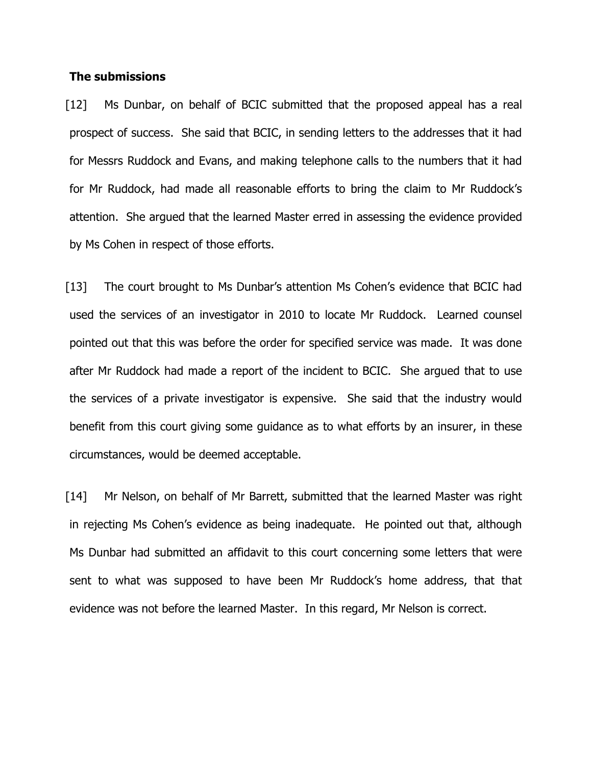**The submissions**

[12] Ms Dunbar, on behalf of BCIC submitted that the proposed appeal has a real prospect of success. She said that BCIC, in sending letters to the addresses that it had for Messrs Ruddock and Evans, and making telephone calls to the numbers that it had for Mr Ruddock, had made all reasonable efforts to bring the claim to Mr Ruddock's attention. She argued that the learned Master erred in assessing the evidence provided by Ms Cohen in respect of those efforts.

[13] The court brought to Ms Dunbar's attention Ms Cohen's evidence that BCIC had used the services of an investigator in 2010 to locate Mr Ruddock. Learned counsel pointed out that this was before the order for specified service was made. It was done after Mr Ruddock had made a report of the incident to BCIC. She argued that to use the services of a private investigator is expensive. She said that the industry would benefit from this court giving some guidance as to what efforts by an insurer, in these circumstances, would be deemed acceptable.

[14] Mr Nelson, on behalf of Mr Barrett, submitted that the learned Master was right in rejecting Ms Cohen's evidence as being inadequate. He pointed out that, although Ms Dunbar had submitted an affidavit to this court concerning some letters that were sent to what was supposed to have been Mr Ruddock's home address, that that evidence was not before the learned Master. In this regard, Mr Nelson is correct.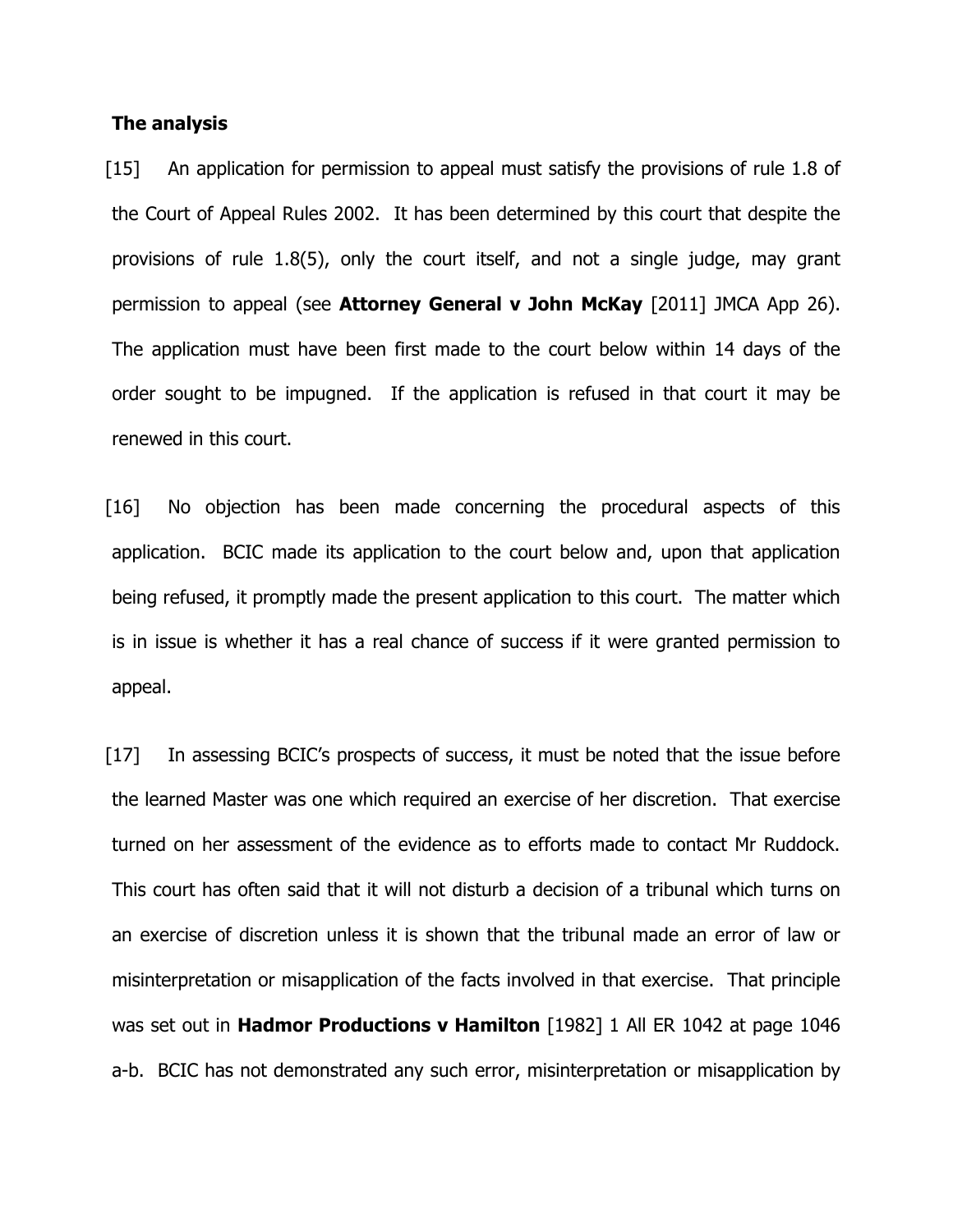**The analysis**

[15] An application for permission to appeal must satisfy the provisions of rule 1.8 of the Court of Appeal Rules 2002. It has been determined by this court that despite the provisions of rule 1.8(5), only the court itself, and not a single judge, may grant permission to appeal (see **Attorney General v John McKay** [2011] JMCA App 26). The application must have been first made to the court below within 14 days of the order sought to be impugned. If the application is refused in that court it may be renewed in this court.

[16] No objection has been made concerning the procedural aspects of this application. BCIC made its application to the court below and, upon that application being refused, it promptly made the present application to this court. The matter which is in issue is whether it has a real chance of success if it were granted permission to appeal.

[17] In assessing BCIC's prospects of success, it must be noted that the issue before the learned Master was one which required an exercise of her discretion. That exercise turned on her assessment of the evidence as to efforts made to contact Mr Ruddock. This court has often said that it will not disturb a decision of a tribunal which turns on an exercise of discretion unless it is shown that the tribunal made an error of law or misinterpretation or misapplication of the facts involved in that exercise. That principle was set out in **Hadmor Productions v Hamilton** [1982] 1 All ER 1042 at page 1046 a-b. BCIC has not demonstrated any such error, misinterpretation or misapplication by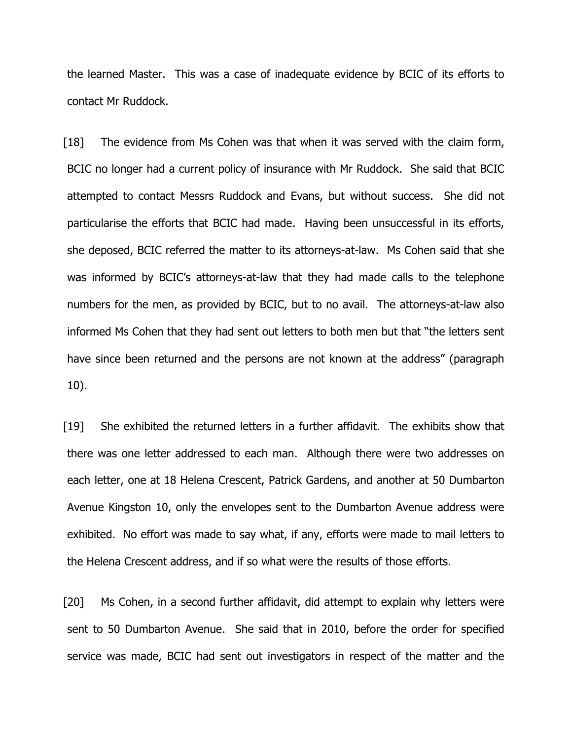the learned Master. This was a case of inadequate evidence by BCIC of its efforts to contact Mr Ruddock.

[18] The evidence from Ms Cohen was that when it was served with the claim form, BCIC no longer had a current policy of insurance with Mr Ruddock. She said that BCIC attempted to contact Messrs Ruddock and Evans, but without success. She did not particularise the efforts that BCIC had made. Having been unsuccessful in its efforts, she deposed, BCIC referred the matter to its attorneys-at-law. Ms Cohen said that she was informed by BCIC's attorneys-at-law that they had made calls to the telephone numbers for the men, as provided by BCIC, but to no avail. The attorneys-at-law also informed Ms Cohen that they had sent out letters to both men but that "the letters sent have since been returned and the persons are not known at the address" (paragraph 10).

[19] She exhibited the returned letters in a further affidavit. The exhibits show that there was one letter addressed to each man. Although there were two addresses on each letter, one at 18 Helena Crescent, Patrick Gardens, and another at 50 Dumbarton Avenue Kingston 10, only the envelopes sent to the Dumbarton Avenue address were exhibited. No effort was made to say what, if any, efforts were made to mail letters to the Helena Crescent address, and if so what were the results of those efforts.

[20] Ms Cohen, in a second further affidavit, did attempt to explain why letters were sent to 50 Dumbarton Avenue. She said that in 2010, before the order for specified service was made, BCIC had sent out investigators in respect of the matter and the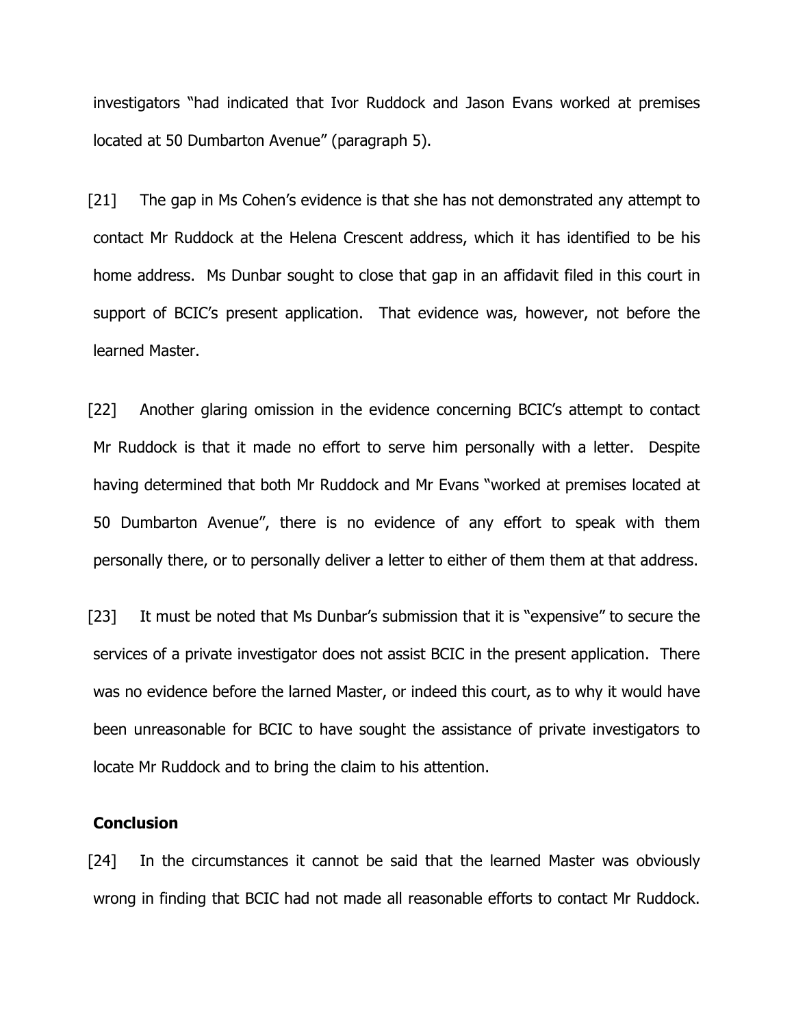investigators "had indicated that Ivor Ruddock and Jason Evans worked at premises located at 50 Dumbarton Avenue" (paragraph 5).

[21] The gap in Ms Cohen's evidence is that she has not demonstrated any attempt to contact Mr Ruddock at the Helena Crescent address, which it has identified to be his home address. Ms Dunbar sought to close that gap in an affidavit filed in this court in support of BCIC's present application. That evidence was, however, not before the learned Master.

[22] Another glaring omission in the evidence concerning BCIC's attempt to contact Mr Ruddock is that it made no effort to serve him personally with a letter. Despite having determined that both Mr Ruddock and Mr Evans "worked at premises located at 50 Dumbarton Avenue", there is no evidence of any effort to speak with them personally there, or to personally deliver a letter to either of them them at that address.

[23] It must be noted that Ms Dunbar's submission that it is "expensive" to secure the services of a private investigator does not assist BCIC in the present application. There was no evidence before the larned Master, or indeed this court, as to why it would have been unreasonable for BCIC to have sought the assistance of private investigators to locate Mr Ruddock and to bring the claim to his attention.

**Conclusion**

[24] In the circumstances it cannot be said that the learned Master was obviously wrong in finding that BCIC had not made all reasonable efforts to contact Mr Ruddock.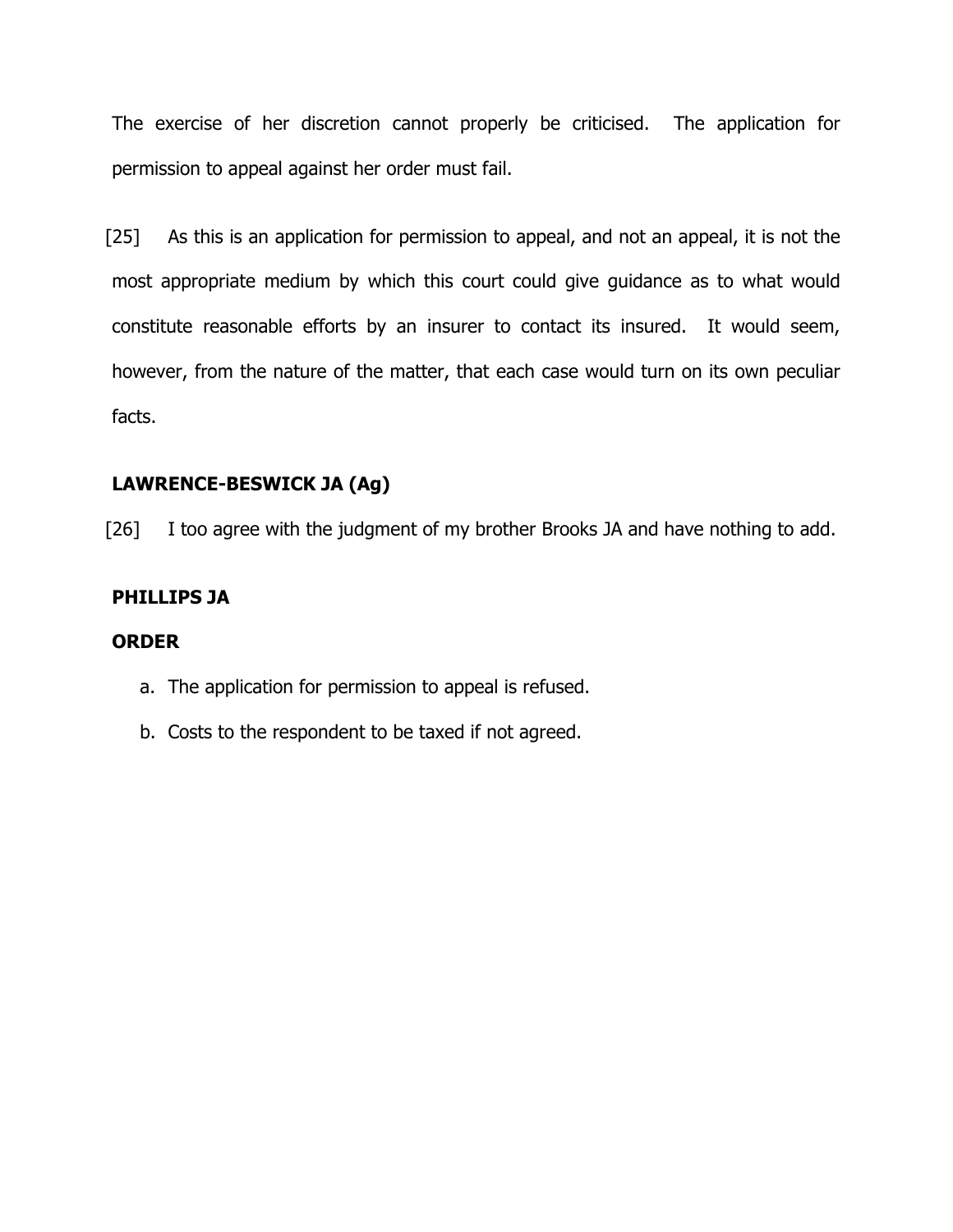The exercise of her discretion cannot properly be criticised. The application for permission to appeal against her order must fail.

[25] As this is an application for permission to appeal, and not an appeal, it is not the most appropriate medium by which this court could give guidance as to what would constitute reasonable efforts by an insurer to contact its insured. It would seem, however, from the nature of the matter, that each case would turn on its own peculiar facts.

**LAWRENCE-BESWICK JA (Ag)**

[26] I too agree with the judgment of my brother Brooks JA and have nothing to add.

**PHILLIPS JA**

**ORDER**

a. The application for permission to appeal is refused.
b. Costs to the respondent to be taxed if not agreed.